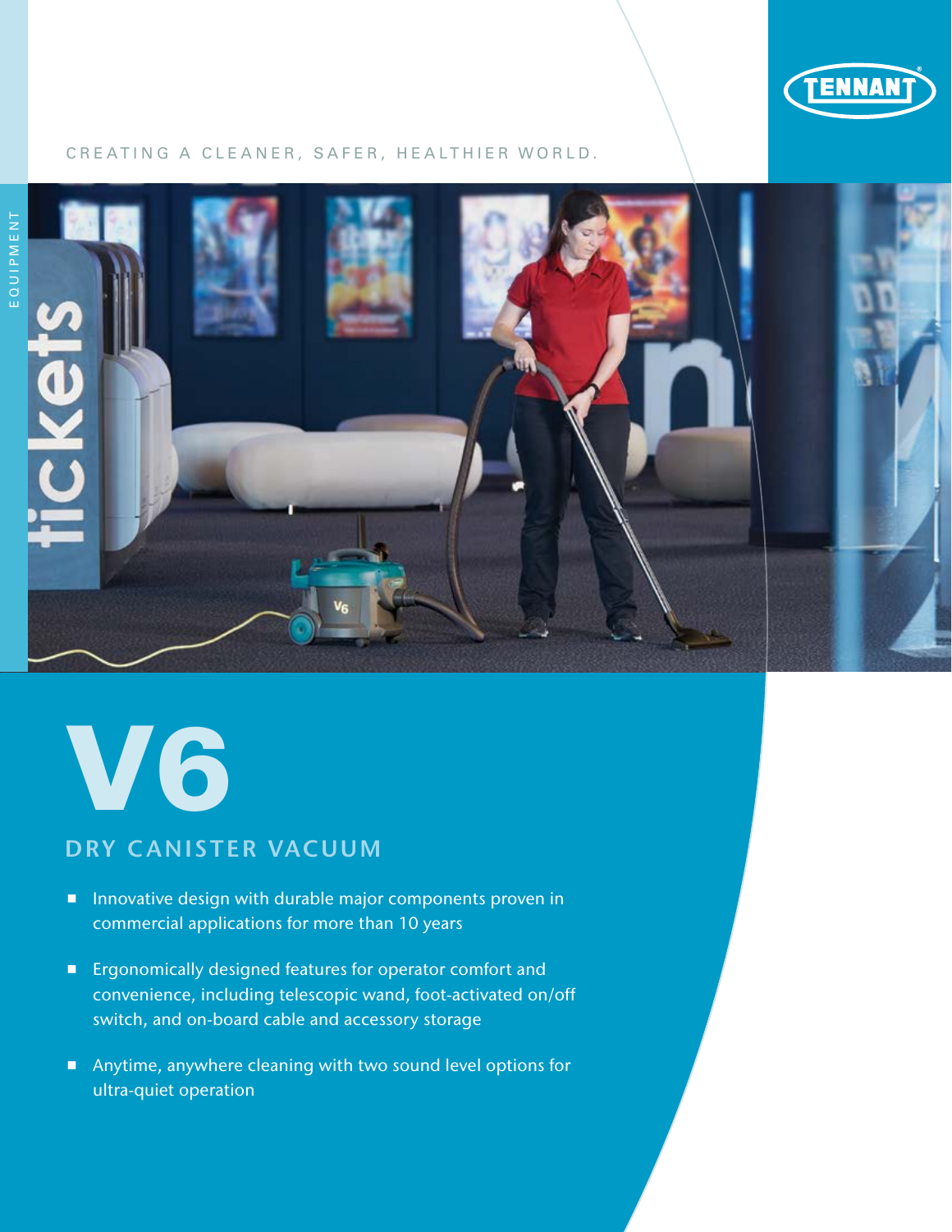TENNANT

CREATING A CLEANER, SAFER, HEALTHIER WORLD.

EQUIPMENT

# V6

## DRY CANISTER VACUUM

- Innovative design with durable major components proven in commercial applications for more than 10 years
- Ergonomically designed features for operator comfort and convenience, including telescopic wand, foot-activated on/off switch, and on-board cable and accessory storage
- Anytime, anywhere cleaning with two sound level options for ultra-quiet operation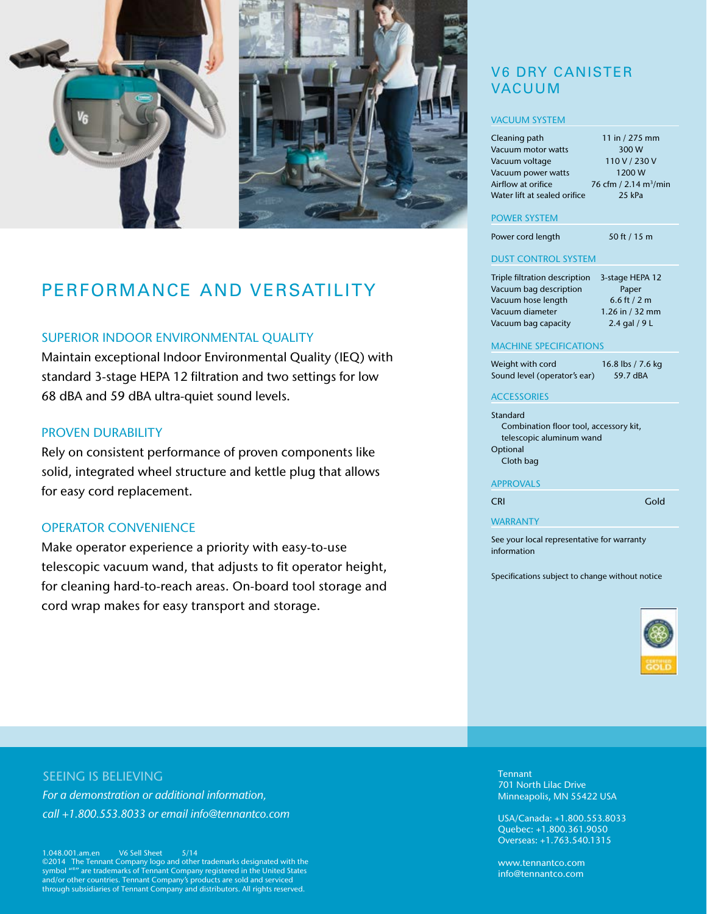# PERFORMANCE AND VERSATILITY

## SUPERIOR INDOOR ENVIRONMENTAL QUALITY

Maintain exceptional Indoor Environmental Quality (IEQ) with standard 3-stage HEPA 12 filtration and two settings for low 68 dBA and 59 dBA ultra-quiet sound levels.

## PROVEN DURABILITY

Rely on consistent performance of proven components like solid, integrated wheel structure and kettle plug that allows for easy cord replacement.

## OPERATOR CONVENIENCE

Make operator experience a priority with easy-to-use telescopic vacuum wand, that adjusts to fit operator height, for cleaning hard-to-reach areas. On-board tool storage and cord wrap makes for easy transport and storage.

# V6 DRY CANISTER VACUUM

## VACUUM SYSTEM

| | |
|---|---|
| Cleaning path | 11 in / 275 mm |
| Vacuum motor watts | 300 W |
| Vacuum voltage | 110 V / 230 V |
| Vacuum power watts | 1200 W |
| Airflow at orifice | 76 cfm / 2.14 m³/min |
| Water lift at sealed orifice | 25 kPa |

## POWER SYSTEM

| | |
|---|---|
| Power cord length | 50 ft / 15 m |

## DUST CONTROL SYSTEM

| | |
|---|---|
| Triple filtration description | 3-stage HEPA 12 |
| Vacuum bag description | Paper |
| Vacuum hose length | 6.6 ft / 2 m |
| Vacuum diameter | 1.26 in / 32 mm |
| Vacuum bag capacity | 2.4 gal / 9 L |

## MACHINE SPECIFICATIONS

| | |
|---|---|
| Weight with cord | 16.8 lbs / 7.6 kg |
| Sound level (operator's ear) | 59.7 dBA |

## ACCESSORIES

Standard
- Combination floor tool, accessory kit, telescopic aluminum wand

Optional
- Cloth bag

## APPROVALS

| | |
|---|---|
| CRI | Gold |

## WARRANTY

See your local representative for warranty information

Specifications subject to change without notice

## SEEING IS BELIEVING

*For a demonstration or additional information, call +1.800.553.8033 or email info@tennantco.com*

1.048.001.am.en V6 Sell Sheet 5/14
©2014 The Tennant Company logo and other trademarks designated with the symbol "®" are trademarks of Tennant Company registered in the United States and/or other countries. Tennant Company's products are sold and serviced through subsidiaries of Tennant Company and distributors. All rights reserved.

Tennant
701 North Lilac Drive
Minneapolis, MN 55422 USA

USA/Canada: +1.800.553.8033
Quebec: +1.800.361.9050
Overseas: +1.763.540.1315

www.tennantco.com
info@tennantco.com